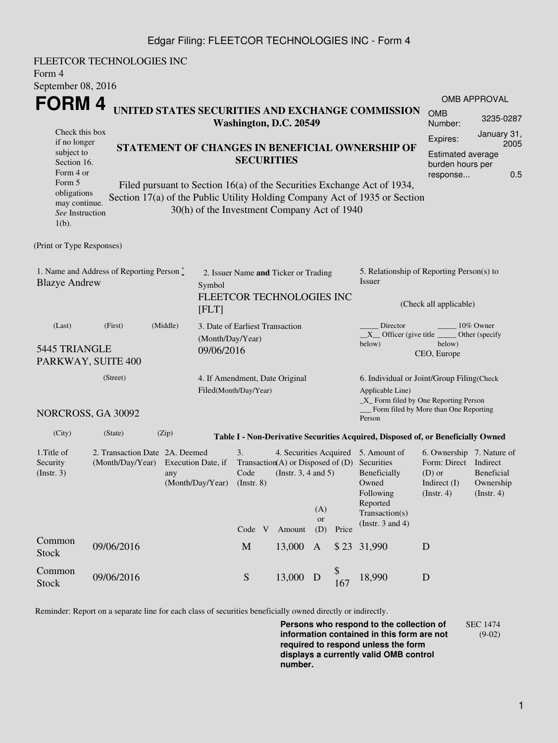Edgar Filing: FLEETCOR TECHNOLOGIES INC - Form 4

FLEETCOR TECHNOLOGIES INC
Form 4
September 08, 2016

# FORM 4

Check this box if no longer subject to Section 16. Form 4 or Form 5 obligations may continue. *See* Instruction 1(b).

## UNITED STATES SECURITIES AND EXCHANGE COMMISSION
**Washington, D.C. 20549**

## STATEMENT OF CHANGES IN BENEFICIAL OWNERSHIP OF SECURITIES

Filed pursuant to Section 16(a) of the Securities Exchange Act of 1934, Section 17(a) of the Public Utility Holding Company Act of 1935 or Section 30(h) of the Investment Company Act of 1940

| OMB APPROVAL | |
|---|---|
| OMB Number: | 3235-0287 |
| Expires: | January 31, 2005 |
| Estimated average burden hours per response... | 0.5 |

(Print or Type Responses)

1. Name and Address of Reporting Person *
Blazye Andrew

(Last) (First) (Middle)

5445 TRIANGLE PARKWAY, SUITE 400

(Street)

NORCROSS, GA 30092

(City) (State) (Zip)

2. Issuer Name **and** Ticker or Trading Symbol
FLEETCOR TECHNOLOGIES INC [FLT]

3. Date of Earliest Transaction (Month/Day/Year)
09/06/2016

4. If Amendment, Date Original Filed(Month/Day/Year)

5. Relationship of Reporting Person(s) to Issuer

(Check all applicable)

_____ Director _____ 10% Owner
__X__ Officer (give title below) _____ Other (specify below)
CEO, Europe

6. Individual or Joint/Group Filing(Check Applicable Line)
_X_ Form filed by One Reporting Person
___ Form filed by More than One Reporting Person

**Table I - Non-Derivative Securities Acquired, Disposed of, or Beneficially Owned**

| 1.Title of Security (Instr. 3) | 2. Transaction Date (Month/Day/Year) | 2A. Deemed Execution Date, if any (Month/Day/Year) | 3. Transaction Code (Instr. 8) | | 4. Securities Acquired (A) or Disposed of (D) (Instr. 3, 4 and 5) | | | 5. Amount of Securities Beneficially Owned Following Reported Transaction(s) (Instr. 3 and 4) | 6. Ownership Form: Direct (D) or Indirect (I) (Instr. 4) | 7. Nature of Indirect Beneficial Ownership (Instr. 4) |
|---|---|---|---|---|---|---|---|---|---|---|
| | | | Code | V | Amount | (A) or (D) | Price | | | |
| Common Stock | 09/06/2016 | | M | | 13,000 | A | $ 23 | 31,990 | D | |
| Common Stock | 09/06/2016 | | S | | 13,000 | D | $ 167 | 18,990 | D | |

Reminder: Report on a separate line for each class of securities beneficially owned directly or indirectly.

**Persons who respond to the collection of information contained in this form are not required to respond unless the form displays a currently valid OMB control number.**

SEC 1474 (9-02)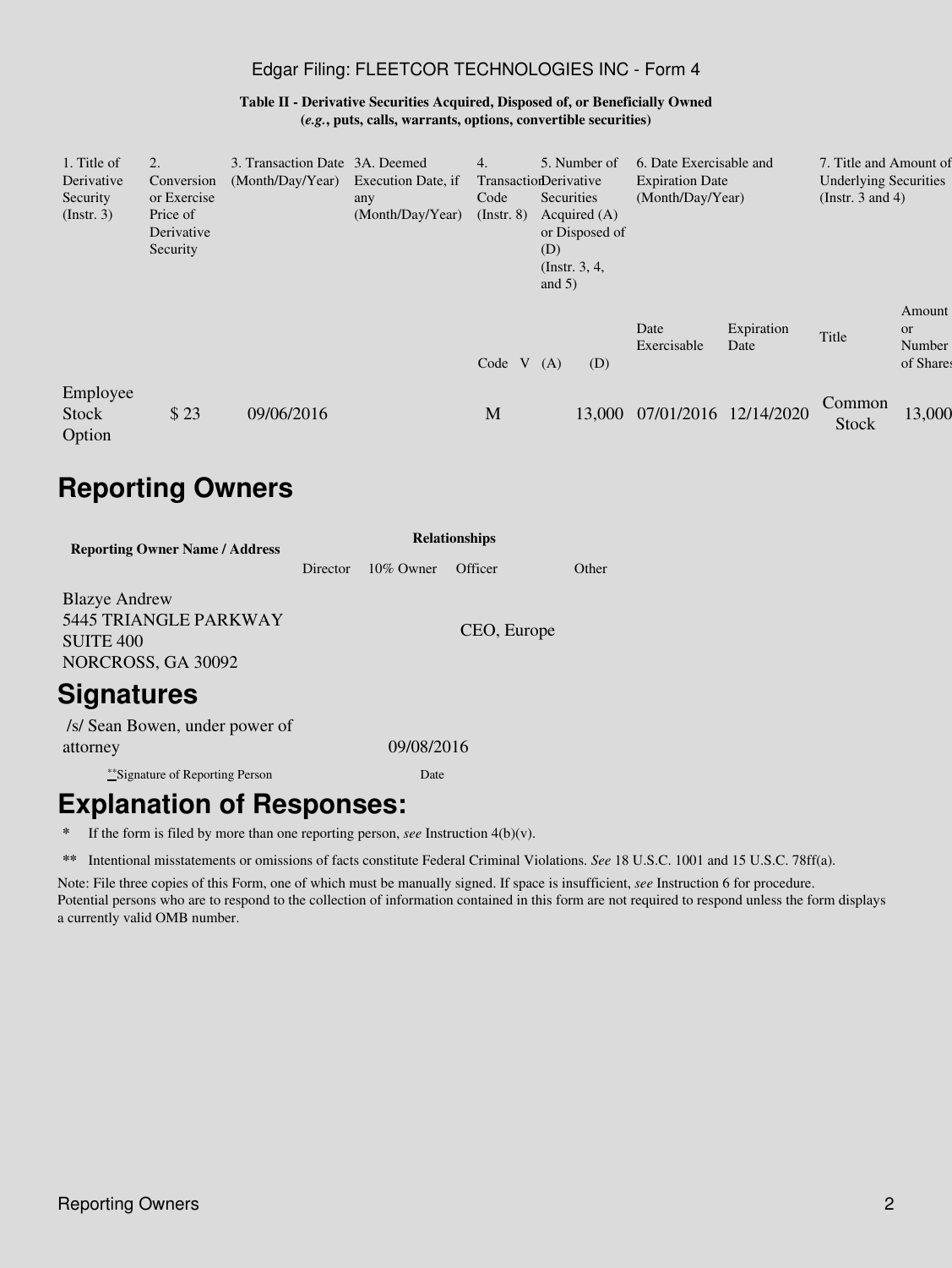**Table II - Derivative Securities Acquired, Disposed of, or Beneficially Owned**
**(*e.g.*, puts, calls, warrants, options, convertible securities)**

| 1. Title of Derivative Security (Instr. 3) | 2. Conversion or Exercise Price of Derivative Security | 3. Transaction Date (Month/Day/Year) | 3A. Deemed Execution Date, if any (Month/Day/Year) | 4. Transaction Code (Instr. 8) | | 5. Number of Derivative Securities Acquired (A) or Disposed of (D) (Instr. 3, 4, and 5) | | 6. Date Exercisable and Expiration Date (Month/Day/Year) | | 7. Title and Amount of Underlying Securities (Instr. 3 and 4) | |
|---|---|---|---|---|---|---|---|---|---|---|---|
| | | | | Code | V | (A) | (D) | Date Exercisable | Expiration Date | Title | Amount or Number of Shares |
| Employee Stock Option | $ 23 | 09/06/2016 | | M | | | 13,000 | 07/01/2016 | 12/14/2020 | Common Stock | 13,000 |

# Reporting Owners

| Reporting Owner Name / Address | Relationships | | | |
|---|---|---|---|---|
| | Director | 10% Owner | Officer | Other |
| Blazye Andrew<br>5445 TRIANGLE PARKWAY<br>SUITE 400<br>NORCROSS, GA 30092 | | | CEO, Europe | |

# Signatures

| | |
|---|---|
| /s/ Sean Bowen, under power of attorney | 09/08/2016 |
| **Signature of Reporting Person | Date |

# Explanation of Responses:

\* If the form is filed by more than one reporting person, *see* Instruction 4(b)(v).

\*\* Intentional misstatements or omissions of facts constitute Federal Criminal Violations. *See* 18 U.S.C. 1001 and 15 U.S.C. 78ff(a).

Note: File three copies of this Form, one of which must be manually signed. If space is insufficient, *see* Instruction 6 for procedure.
Potential persons who are to respond to the collection of information contained in this form are not required to respond unless the form displays a currently valid OMB number.